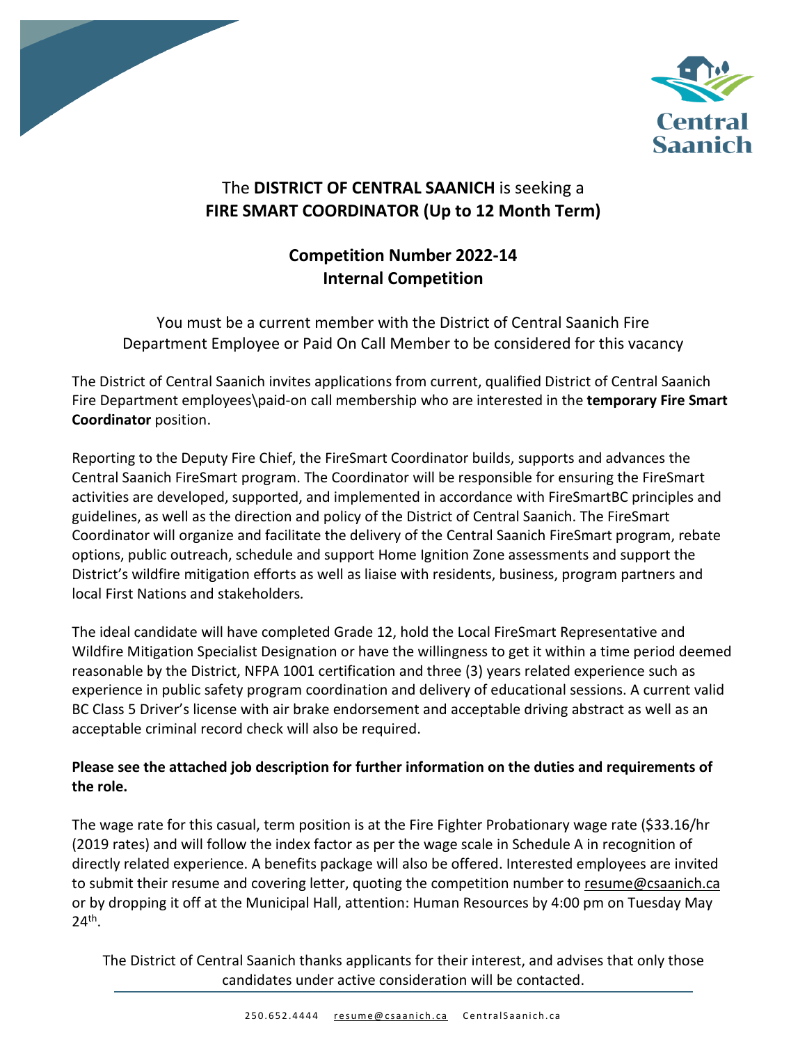The **DISTRICT OF CENTRAL SAANICH** is seeking a
**FIRE SMART COORDINATOR (Up to 12 Month Term)**

**Competition Number 2022-14**
**Internal Competition**

You must be a current member with the District of Central Saanich Fire Department Employee or Paid On Call Member to be considered for this vacancy

The District of Central Saanich invites applications from current, qualified District of Central Saanich Fire Department employees\paid-on call membership who are interested in the **temporary Fire Smart Coordinator** position.

Reporting to the Deputy Fire Chief, the FireSmart Coordinator builds, supports and advances the Central Saanich FireSmart program. The Coordinator will be responsible for ensuring the FireSmart activities are developed, supported, and implemented in accordance with FireSmartBC principles and guidelines, as well as the direction and policy of the District of Central Saanich. The FireSmart Coordinator will organize and facilitate the delivery of the Central Saanich FireSmart program, rebate options, public outreach, schedule and support Home Ignition Zone assessments and support the District's wildfire mitigation efforts as well as liaise with residents, business, program partners and local First Nations and stakeholders.

The ideal candidate will have completed Grade 12, hold the Local FireSmart Representative and Wildfire Mitigation Specialist Designation or have the willingness to get it within a time period deemed reasonable by the District, NFPA 1001 certification and three (3) years related experience such as experience in public safety program coordination and delivery of educational sessions. A current valid BC Class 5 Driver's license with air brake endorsement and acceptable driving abstract as well as an acceptable criminal record check will also be required.

**Please see the attached job description for further information on the duties and requirements of the role.**

The wage rate for this casual, term position is at the Fire Fighter Probationary wage rate ($33.16/hr (2019 rates) and will follow the index factor as per the wage scale in Schedule A in recognition of directly related experience. A benefits package will also be offered. Interested employees are invited to submit their resume and covering letter, quoting the competition number to resume@csaanich.ca or by dropping it off at the Municipal Hall, attention: Human Resources by 4:00 pm on Tuesday May 24th.

The District of Central Saanich thanks applicants for their interest, and advises that only those candidates under active consideration will be contacted.

250.652.4444 resume@csaanich.ca CentralSaanich.ca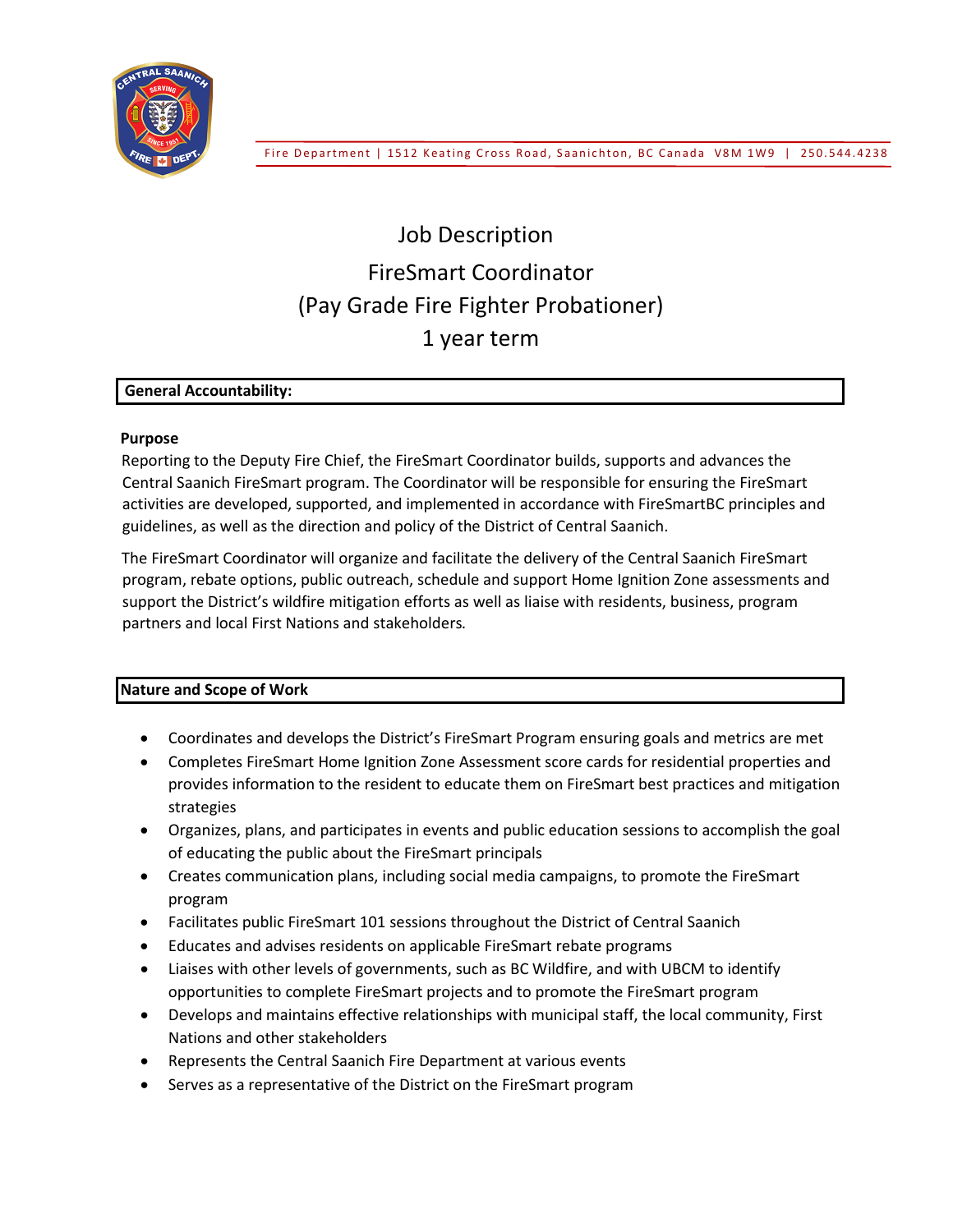Fire Department | 1512 Keating Cross Road, Saanichton, BC Canada V8M 1W9 | 250.544.4238

# Job Description

# FireSmart Coordinator

# (Pay Grade Fire Fighter Probationer)

# 1 year term

## General Accountability:

**Purpose**

Reporting to the Deputy Fire Chief, the FireSmart Coordinator builds, supports and advances the Central Saanich FireSmart program. The Coordinator will be responsible for ensuring the FireSmart activities are developed, supported, and implemented in accordance with FireSmartBC principles and guidelines, as well as the direction and policy of the District of Central Saanich.

The FireSmart Coordinator will organize and facilitate the delivery of the Central Saanich FireSmart program, rebate options, public outreach, schedule and support Home Ignition Zone assessments and support the District's wildfire mitigation efforts as well as liaise with residents, business, program partners and local First Nations and stakeholders.

## Nature and Scope of Work

- Coordinates and develops the District's FireSmart Program ensuring goals and metrics are met
- Completes FireSmart Home Ignition Zone Assessment score cards for residential properties and provides information to the resident to educate them on FireSmart best practices and mitigation strategies
- Organizes, plans, and participates in events and public education sessions to accomplish the goal of educating the public about the FireSmart principals
- Creates communication plans, including social media campaigns, to promote the FireSmart program
- Facilitates public FireSmart 101 sessions throughout the District of Central Saanich
- Educates and advises residents on applicable FireSmart rebate programs
- Liaises with other levels of governments, such as BC Wildfire, and with UBCM to identify opportunities to complete FireSmart projects and to promote the FireSmart program
- Develops and maintains effective relationships with municipal staff, the local community, First Nations and other stakeholders
- Represents the Central Saanich Fire Department at various events
- Serves as a representative of the District on the FireSmart program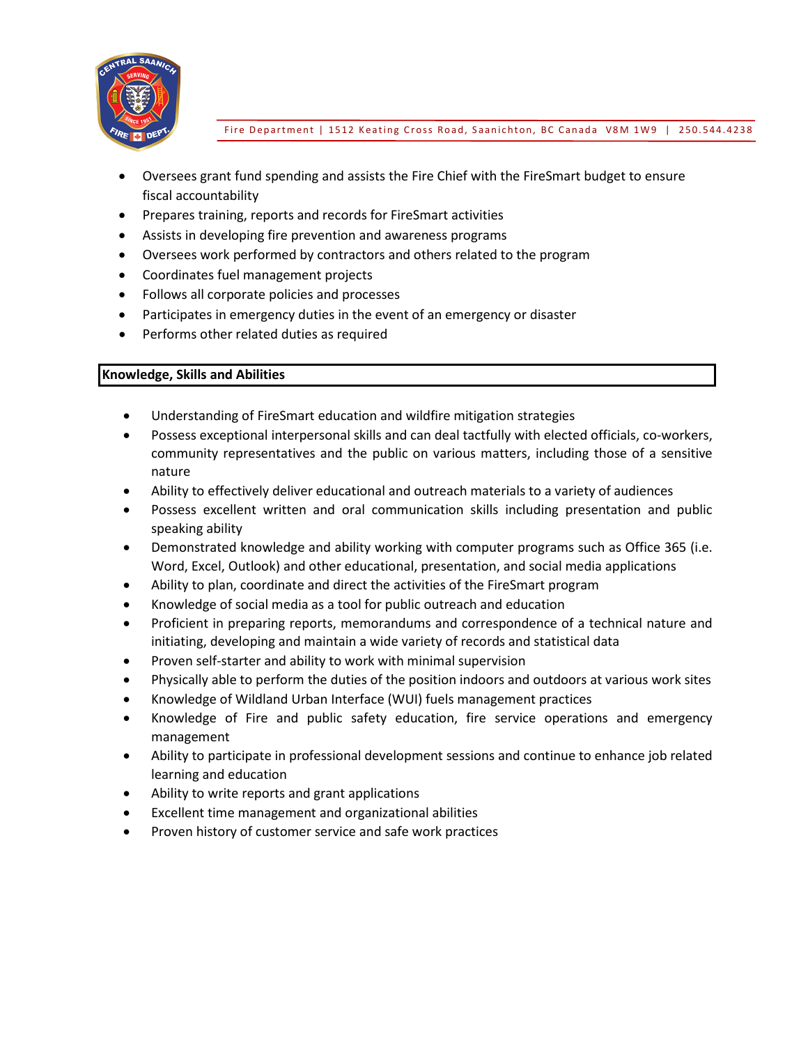- Oversees grant fund spending and assists the Fire Chief with the FireSmart budget to ensure fiscal accountability
- Prepares training, reports and records for FireSmart activities
- Assists in developing fire prevention and awareness programs
- Oversees work performed by contractors and others related to the program
- Coordinates fuel management projects
- Follows all corporate policies and processes
- Participates in emergency duties in the event of an emergency or disaster
- Performs other related duties as required

## Knowledge, Skills and Abilities

- Understanding of FireSmart education and wildfire mitigation strategies
- Possess exceptional interpersonal skills and can deal tactfully with elected officials, co-workers, community representatives and the public on various matters, including those of a sensitive nature
- Ability to effectively deliver educational and outreach materials to a variety of audiences
- Possess excellent written and oral communication skills including presentation and public speaking ability
- Demonstrated knowledge and ability working with computer programs such as Office 365 (i.e. Word, Excel, Outlook) and other educational, presentation, and social media applications
- Ability to plan, coordinate and direct the activities of the FireSmart program
- Knowledge of social media as a tool for public outreach and education
- Proficient in preparing reports, memorandums and correspondence of a technical nature and initiating, developing and maintain a wide variety of records and statistical data
- Proven self-starter and ability to work with minimal supervision
- Physically able to perform the duties of the position indoors and outdoors at various work sites
- Knowledge of Wildland Urban Interface (WUI) fuels management practices
- Knowledge of Fire and public safety education, fire service operations and emergency management
- Ability to participate in professional development sessions and continue to enhance job related learning and education
- Ability to write reports and grant applications
- Excellent time management and organizational abilities
- Proven history of customer service and safe work practices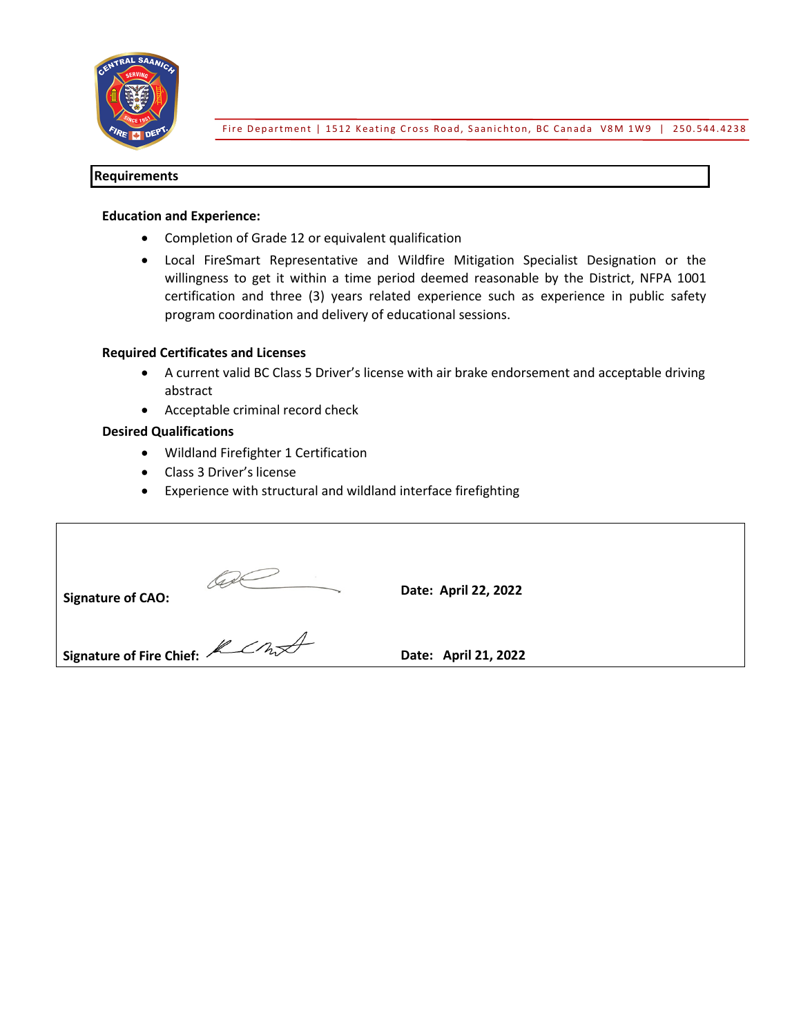## Requirements

**Education and Experience:**

- Completion of Grade 12 or equivalent qualification
- Local FireSmart Representative and Wildfire Mitigation Specialist Designation or the willingness to get it within a time period deemed reasonable by the District, NFPA 1001 certification and three (3) years related experience such as experience in public safety program coordination and delivery of educational sessions.

**Required Certificates and Licenses**

- A current valid BC Class 5 Driver's license with air brake endorsement and acceptable driving abstract
- Acceptable criminal record check

**Desired Qualifications**

- Wildland Firefighter 1 Certification
- Class 3 Driver's license
- Experience with structural and wildland interface firefighting

| | |
|---|---|
| **Signature of CAO:** | **Date: April 22, 2022** |
| **Signature of Fire Chief:** | **Date: April 21, 2022** |